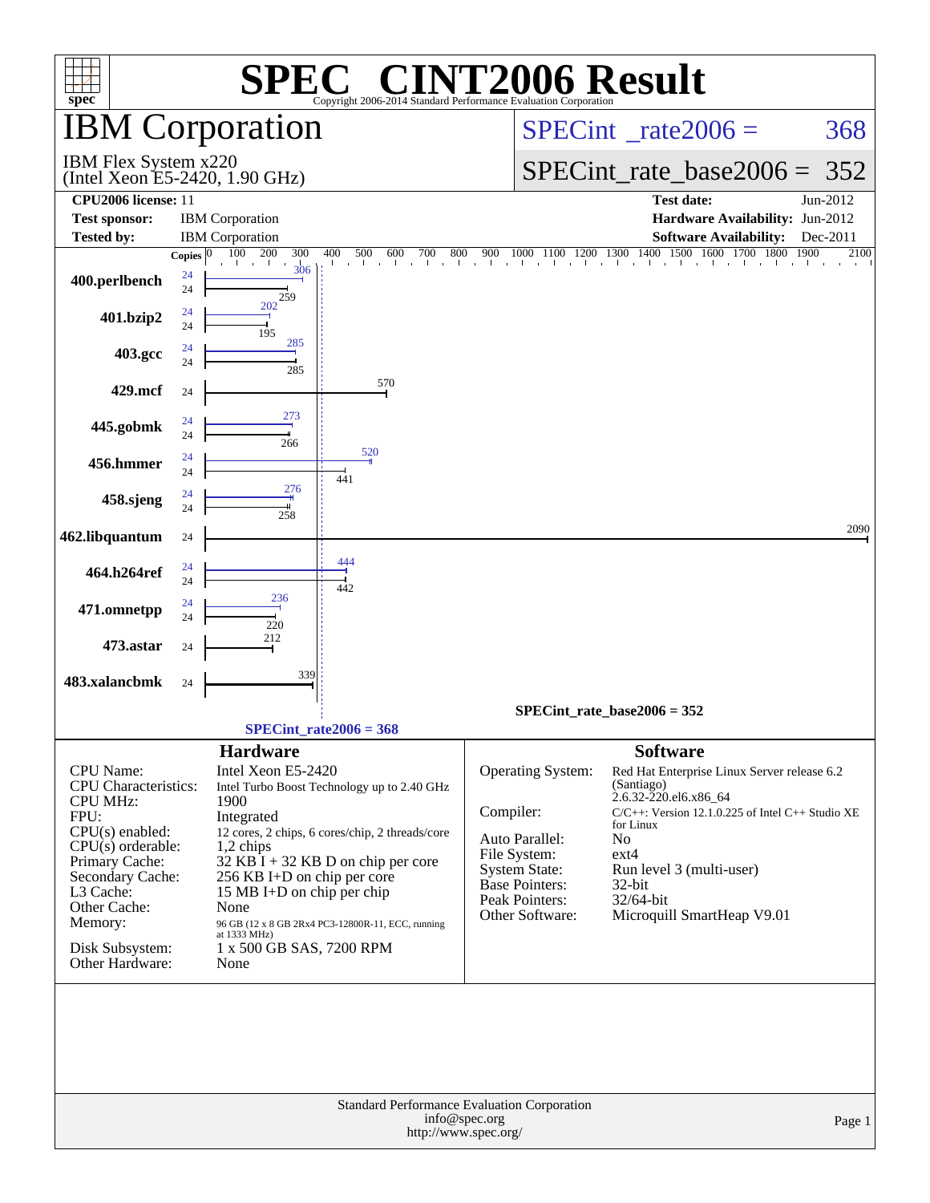# SPEC® CINT2006 Result

Copyright 2006-2014 Standard Performance Evaluation Corporation

## IBM Corporation

IBM Flex System x220
(Intel Xeon E5-2420, 1.90 GHz)

SPECint_rate2006 = 368

SPECint_rate_base2006 = 352

| | | | |
|---|---|---|---|
| **CPU2006 license:** | 11 | **Test date:** | Jun-2012 |
| **Test sponsor:** | IBM Corporation | **Hardware Availability:** | Jun-2012 |
| **Tested by:** | IBM Corporation | **Software Availability:** | Dec-2011 |

| Benchmark | Copies | Peak | Base |
|---|---|---|---|
| 400.perlbench | 24 | 306 | 259 |
| 401.bzip2 | 24 | 202 | 195 |
| 403.gcc | 24 | 285 | 285 |
| 429.mcf | 24 | | 570 |
| 445.gobmk | 24 | 273 | 266 |
| 456.hmmer | 24 | 520 | 441 |
| 458.sjeng | 24 | 276 | 258 |
| 462.libquantum | 24 | | 2090 |
| 464.h264ref | 24 | 444 | 442 |
| 471.omnetpp | 24 | 236 | 220 |
| 473.astar | 24 | | 212 |
| 483.xalancbmk | 24 | | 339 |

SPECint_rate_base2006 = 352

SPECint_rate2006 = 368

### Hardware

| | |
|---|---|
| CPU Name: | Intel Xeon E5-2420 |
| CPU Characteristics: | Intel Turbo Boost Technology up to 2.40 GHz |
| CPU MHz: | 1900 |
| FPU: | Integrated |
| CPU(s) enabled: | 12 cores, 2 chips, 6 cores/chip, 2 threads/core |
| CPU(s) orderable: | 1,2 chips |
| Primary Cache: | 32 KB I + 32 KB D on chip per core |
| Secondary Cache: | 256 KB I+D on chip per core |
| L3 Cache: | 15 MB I+D on chip per chip |
| Other Cache: | None |
| Memory: | 96 GB (12 x 8 GB 2Rx4 PC3-12800R-11, ECC, running at 1333 MHz) |
| Disk Subsystem: | 1 x 500 GB SAS, 7200 RPM |
| Other Hardware: | None |

### Software

| | |
|---|---|
| Operating System: | Red Hat Enterprise Linux Server release 6.2 (Santiago) 2.6.32-220.el6.x86_64 |
| Compiler: | C/C++: Version 12.1.0.225 of Intel C++ Studio XE for Linux |
| Auto Parallel: | No |
| File System: | ext4 |
| System State: | Run level 3 (multi-user) |
| Base Pointers: | 32-bit |
| Peak Pointers: | 32/64-bit |
| Other Software: | Microquill SmartHeap V9.01 |

Standard Performance Evaluation Corporation
info@spec.org
http://www.spec.org/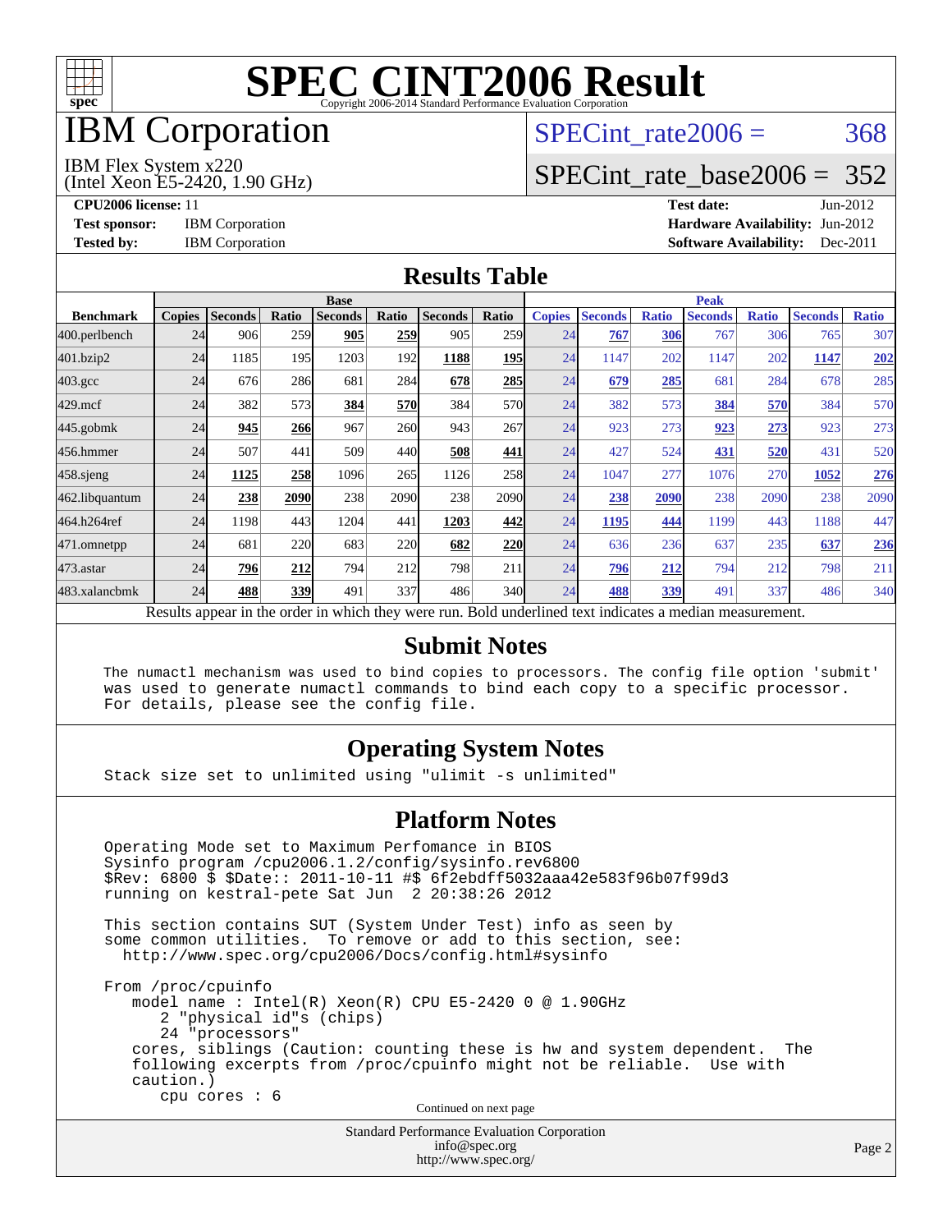# SPEC CINT2006 Result

Copyright 2006-2014 Standard Performance Evaluation Corporation

## IBM Corporation

IBM Flex System x220
(Intel Xeon E5-2420, 1.90 GHz)

SPECint_rate2006 = 368

SPECint_rate_base2006 = 352

**CPU2006 license:** 11
**Test sponsor:** IBM Corporation
**Tested by:** IBM Corporation

**Test date:** Jun-2012
**Hardware Availability:** Jun-2012
**Software Availability:** Dec-2011

## Results Table

| | Base | | | | | | | Peak | | | | | | |
|---|---|---|---|---|---|---|---|---|---|---|---|---|---|---|
| **Benchmark** | **Copies** | **Seconds** | **Ratio** | **Seconds** | **Ratio** | **Seconds** | **Ratio** | **Copies** | **Seconds** | **Ratio** | **Seconds** | **Ratio** | **Seconds** | **Ratio** |
| 400.perlbench | 24 | 906 | 259 | **905** | **259** | 905 | 259 | 24 | **767** | **306** | 767 | 306 | 765 | 307 |
| 401.bzip2 | 24 | 1185 | 195 | 1203 | 192 | **1188** | **195** | 24 | 1147 | 202 | 1147 | 202 | **1147** | **202** |
| 403.gcc | 24 | 676 | 286 | 681 | 284 | **678** | **285** | 24 | **679** | **285** | 681 | 284 | 678 | 285 |
| 429.mcf | 24 | 382 | 573 | **384** | **570** | 384 | 570 | 24 | 382 | 573 | **384** | **570** | 384 | 570 |
| 445.gobmk | 24 | **945** | **266** | 967 | 260 | 943 | 267 | 24 | 923 | 273 | **923** | **273** | 923 | 273 |
| 456.hmmer | 24 | 507 | 441 | 509 | 440 | **508** | **441** | 24 | 427 | 524 | **431** | **520** | 431 | 520 |
| 458.sjeng | 24 | **1125** | **258** | 1096 | 265 | 1126 | 258 | 24 | 1047 | 277 | 1076 | 270 | **1052** | **276** |
| 462.libquantum | 24 | **238** | **2090** | 238 | 2090 | 238 | 2090 | 24 | **238** | **2090** | 238 | 2090 | 238 | 2090 |
| 464.h264ref | 24 | 1198 | 443 | 1204 | 441 | **1203** | **442** | 24 | **1195** | **444** | 1199 | 443 | 1188 | 447 |
| 471.omnetpp | 24 | 681 | 220 | 683 | 220 | **682** | **220** | 24 | 636 | 236 | 637 | 235 | **637** | **236** |
| 473.astar | 24 | **796** | **212** | 794 | 212 | 798 | 211 | 24 | **796** | **212** | 794 | 212 | 798 | 211 |
| 483.xalancbmk | 24 | **488** | **339** | 491 | 337 | 486 | 340 | 24 | **488** | **339** | 491 | 337 | 486 | 340 |

Results appear in the order in which they were run. Bold underlined text indicates a median measurement.

## Submit Notes

```
The numactl mechanism was used to bind copies to processors. The config file option 'submit'
was used to generate numactl commands to bind each copy to a specific processor.
For details, please see the config file.
```

## Operating System Notes

```
Stack size set to unlimited using "ulimit -s unlimited"
```

## Platform Notes

```
Operating Mode set to Maximum Perfomance in BIOS
Sysinfo program /cpu2006.1.2/config/sysinfo.rev6800
$Rev: 6800 $ $Date:: 2011-10-11 #$ 6f2ebdff5032aaa42e583f96b07f99d3
running on kestral-pete Sat Jun  2 20:38:26 2012

This section contains SUT (System Under Test) info as seen by
some common utilities.  To remove or add to this section, see:
  http://www.spec.org/cpu2006/Docs/config.html#sysinfo

From /proc/cpuinfo
   model name : Intel(R) Xeon(R) CPU E5-2420 0 @ 1.90GHz
      2 "physical id"s (chips)
      24 "processors"
   cores, siblings (Caution: counting these is hw and system dependent.  The
   following excerpts from /proc/cpuinfo might not be reliable.  Use with
   caution.)
      cpu cores : 6
```

Continued on next page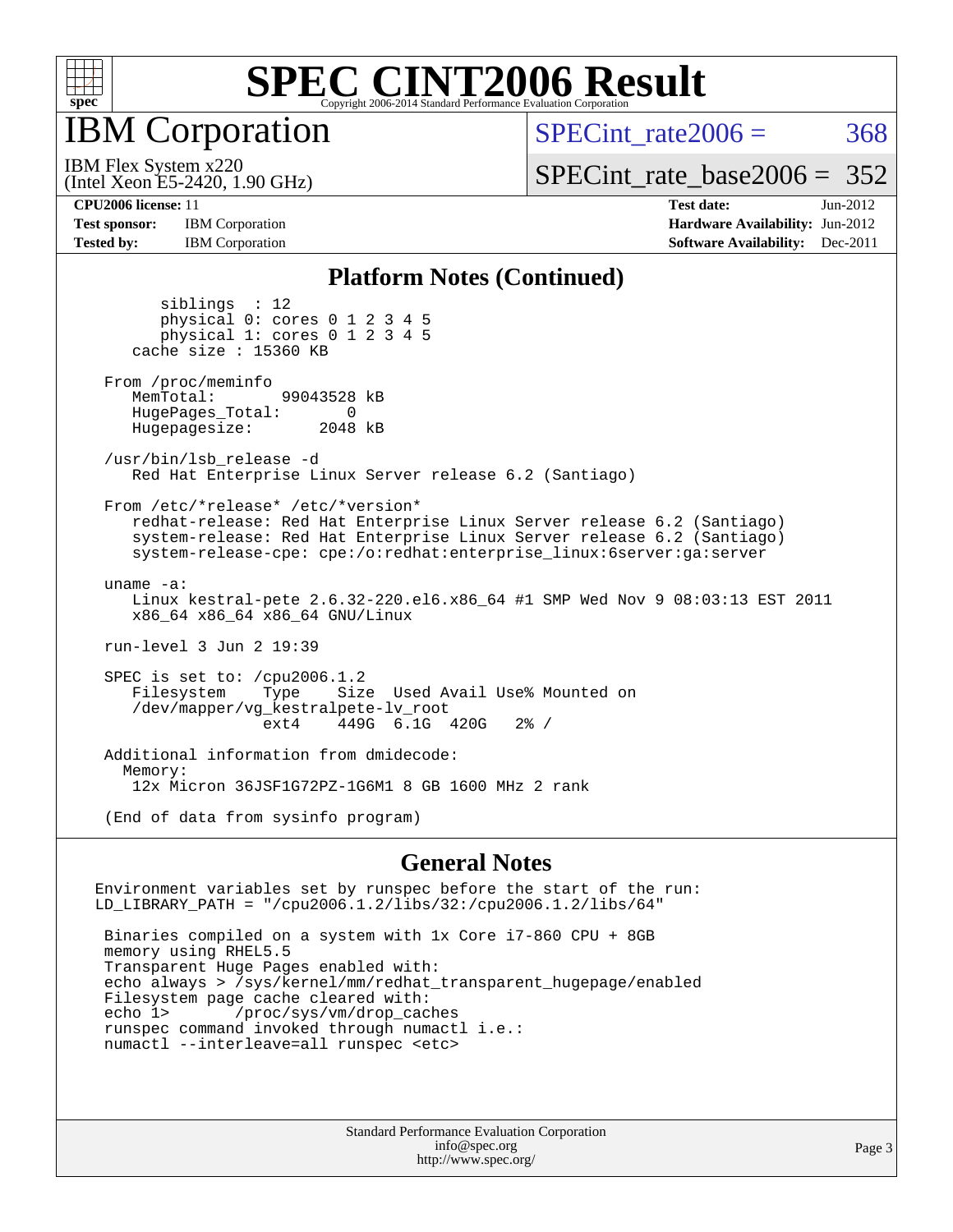# SPEC CINT2006 Result

## IBM Corporation

IBM Flex System x220
(Intel Xeon E5-2420, 1.90 GHz)

SPECint_rate2006 = 368

SPECint_rate_base2006 = 352

**CPU2006 license:** 11
**Test sponsor:** IBM Corporation
**Tested by:** IBM Corporation

**Test date:** Jun-2012
**Hardware Availability:** Jun-2012
**Software Availability:** Dec-2011

### Platform Notes (Continued)

```
        siblings  : 12
        physical 0: cores 0 1 2 3 4 5
        physical 1: cores 0 1 2 3 4 5
     cache size : 15360 KB

  From /proc/meminfo
     MemTotal:       99043528 kB
     HugePages_Total:       0
     Hugepagesize:       2048 kB

  /usr/bin/lsb_release -d
     Red Hat Enterprise Linux Server release 6.2 (Santiago)

  From /etc/*release* /etc/*version*
     redhat-release: Red Hat Enterprise Linux Server release 6.2 (Santiago)
     system-release: Red Hat Enterprise Linux Server release 6.2 (Santiago)
     system-release-cpe: cpe:/o:redhat:enterprise_linux:6server:ga:server

  uname -a:
     Linux kestral-pete 2.6.32-220.el6.x86_64 #1 SMP Wed Nov 9 08:03:13 EST 2011
     x86_64 x86_64 x86_64 GNU/Linux

  run-level 3 Jun 2 19:39

  SPEC is set to: /cpu2006.1.2
     Filesystem    Type    Size  Used Avail Use% Mounted on
     /dev/mapper/vg_kestralpete-lv_root
                   ext4    449G  6.1G  420G   2% /

  Additional information from dmidecode:
    Memory:
     12x Micron 36JSF1G72PZ-1G6M1 8 GB 1600 MHz 2 rank

  (End of data from sysinfo program)
```

### General Notes

```
Environment variables set by runspec before the start of the run:
LD_LIBRARY_PATH = "/cpu2006.1.2/libs/32:/cpu2006.1.2/libs/64"

 Binaries compiled on a system with 1x Core i7-860 CPU + 8GB
 memory using RHEL5.5
 Transparent Huge Pages enabled with:
 echo always > /sys/kernel/mm/redhat_transparent_hugepage/enabled
 Filesystem page cache cleared with:
 echo 1>       /proc/sys/vm/drop_caches
 runspec command invoked through numactl i.e.:
 numactl --interleave=all runspec <etc>
```

Standard Performance Evaluation Corporation
info@spec.org
http://www.spec.org/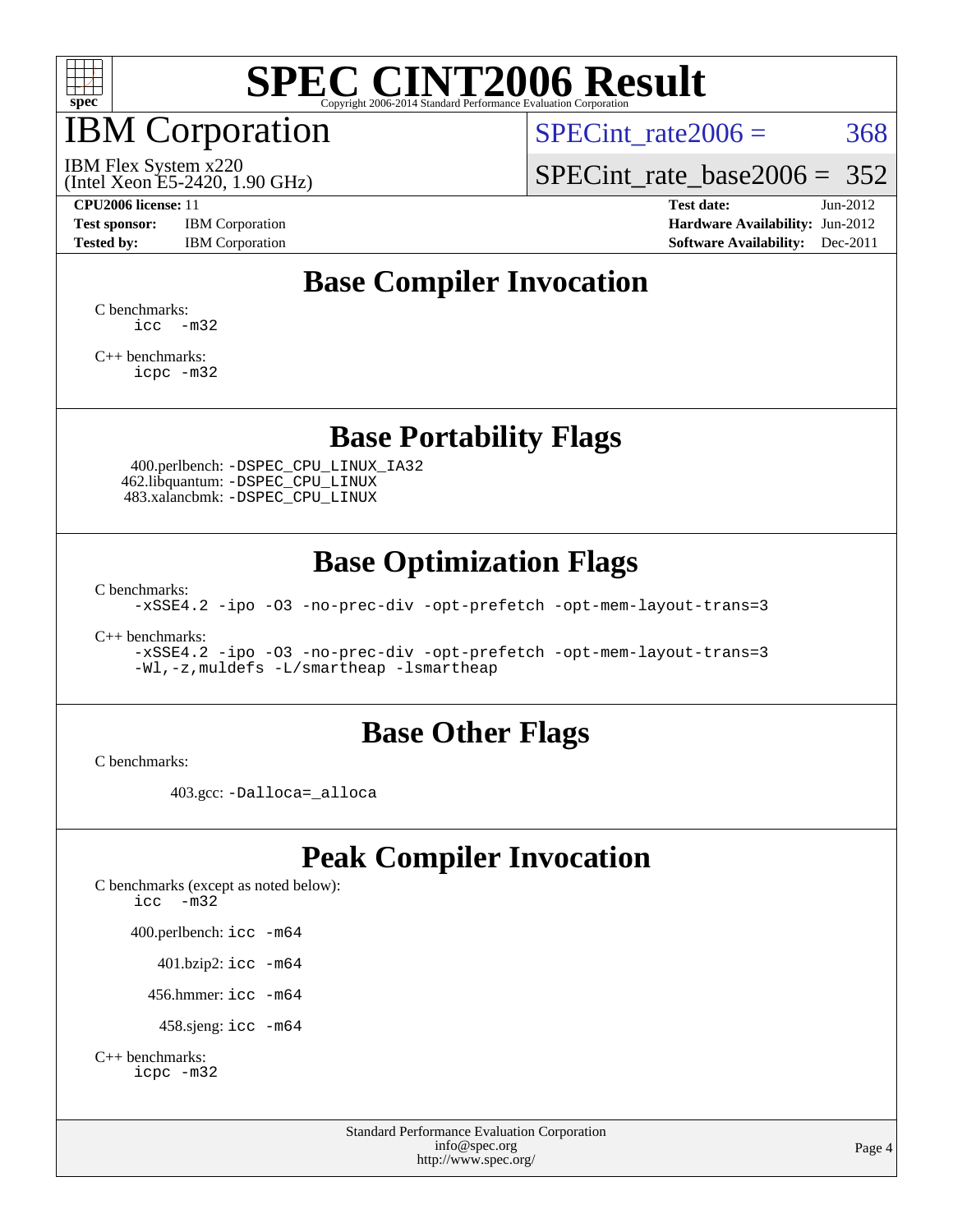# SPEC CINT2006 Result

## IBM Corporation

IBM Flex System x220
(Intel Xeon E5-2420, 1.90 GHz)

SPECint_rate2006 = 368

SPECint_rate_base2006 = 352

**CPU2006 license:** 11
**Test sponsor:** IBM Corporation
**Tested by:** IBM Corporation

**Test date:** Jun-2012
**Hardware Availability:** Jun-2012
**Software Availability:** Dec-2011

## Base Compiler Invocation

C benchmarks:
```
icc  -m32
```

C++ benchmarks:
```
icpc -m32
```

## Base Portability Flags

400.perlbench: `-DSPEC_CPU_LINUX_IA32`
462.libquantum: `-DSPEC_CPU_LINUX`
483.xalancbmk: `-DSPEC_CPU_LINUX`

## Base Optimization Flags

C benchmarks:
```
-xSSE4.2 -ipo -O3 -no-prec-div -opt-prefetch -opt-mem-layout-trans=3
```

C++ benchmarks:
```
-xSSE4.2 -ipo -O3 -no-prec-div -opt-prefetch -opt-mem-layout-trans=3
-Wl,-z,muldefs -L/smartheap -lsmartheap
```

## Base Other Flags

C benchmarks:

403.gcc: `-Dalloca=_alloca`

## Peak Compiler Invocation

C benchmarks (except as noted below):
```
icc  -m32
```

400.perlbench: `icc -m64`

401.bzip2: `icc -m64`

456.hmmer: `icc -m64`

458.sjeng: `icc -m64`

C++ benchmarks:
```
icpc -m32
```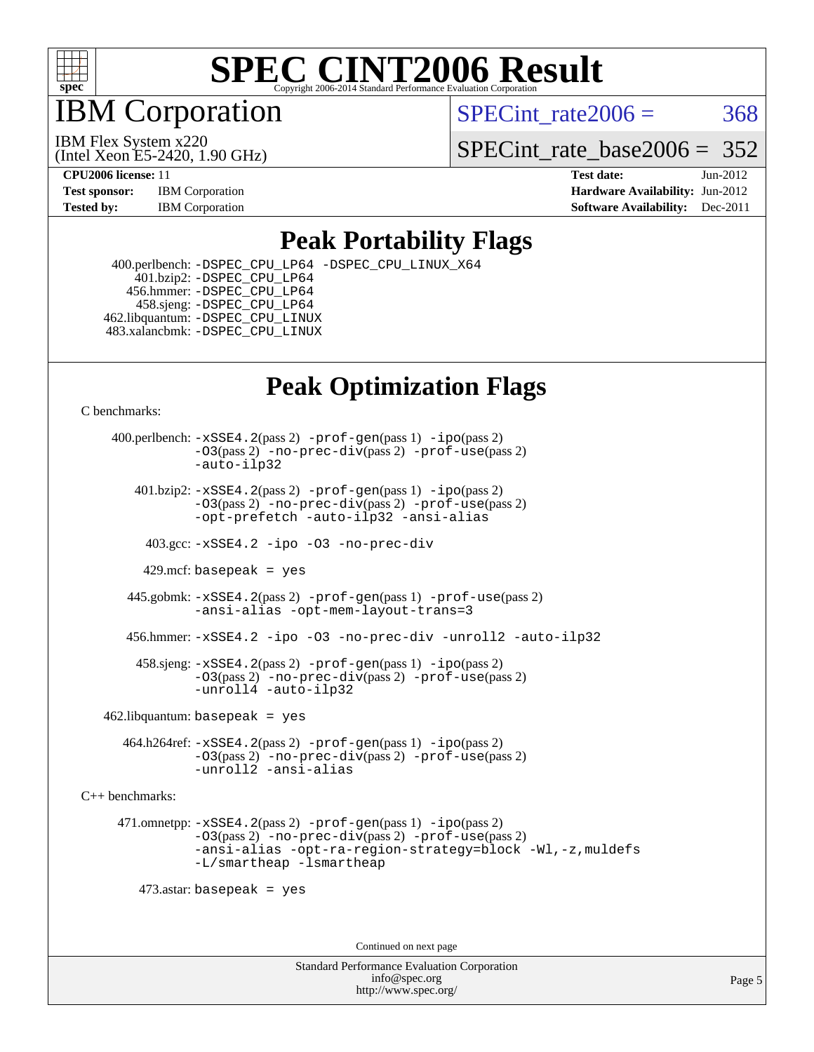# SPEC CINT2006 Result

Copyright 2006-2014 Standard Performance Evaluation Corporation

## IBM Corporation

IBM Flex System x220
(Intel Xeon E5-2420, 1.90 GHz)

SPECint_rate2006 = 368

SPECint_rate_base2006 = 352

| | | | |
|---|---|---|---|
| **CPU2006 license:** 11 | | **Test date:** | Jun-2012 |
| **Test sponsor:** | IBM Corporation | **Hardware Availability:** | Jun-2012 |
| **Tested by:** | IBM Corporation | **Software Availability:** | Dec-2011 |

## Peak Portability Flags

400.perlbench: -DSPEC_CPU_LP64 -DSPEC_CPU_LINUX_X64
401.bzip2: -DSPEC_CPU_LP64
456.hmmer: -DSPEC_CPU_LP64
458.sjeng: -DSPEC_CPU_LP64
462.libquantum: -DSPEC_CPU_LINUX
483.xalancbmk: -DSPEC_CPU_LINUX

## Peak Optimization Flags

C benchmarks:

400.perlbench: -xSSE4.2(pass 2) -prof-gen(pass 1) -ipo(pass 2) -O3(pass 2) -no-prec-div(pass 2) -prof-use(pass 2) -auto-ilp32

401.bzip2: -xSSE4.2(pass 2) -prof-gen(pass 1) -ipo(pass 2) -O3(pass 2) -no-prec-div(pass 2) -prof-use(pass 2) -opt-prefetch -auto-ilp32 -ansi-alias

403.gcc: -xSSE4.2 -ipo -O3 -no-prec-div

429.mcf: basepeak = yes

445.gobmk: -xSSE4.2(pass 2) -prof-gen(pass 1) -prof-use(pass 2) -ansi-alias -opt-mem-layout-trans=3

456.hmmer: -xSSE4.2 -ipo -O3 -no-prec-div -unroll2 -auto-ilp32

458.sjeng: -xSSE4.2(pass 2) -prof-gen(pass 1) -ipo(pass 2) -O3(pass 2) -no-prec-div(pass 2) -prof-use(pass 2) -unroll4 -auto-ilp32

462.libquantum: basepeak = yes

464.h264ref: -xSSE4.2(pass 2) -prof-gen(pass 1) -ipo(pass 2) -O3(pass 2) -no-prec-div(pass 2) -prof-use(pass 2) -unroll2 -ansi-alias

C++ benchmarks:

471.omnetpp: -xSSE4.2(pass 2) -prof-gen(pass 1) -ipo(pass 2) -O3(pass 2) -no-prec-div(pass 2) -prof-use(pass 2) -ansi-alias -opt-ra-region-strategy=block -Wl,-z,muldefs -L/smartheap -lsmartheap

473.astar: basepeak = yes

Continued on next page

Standard Performance Evaluation Corporation
info@spec.org
http://www.spec.org/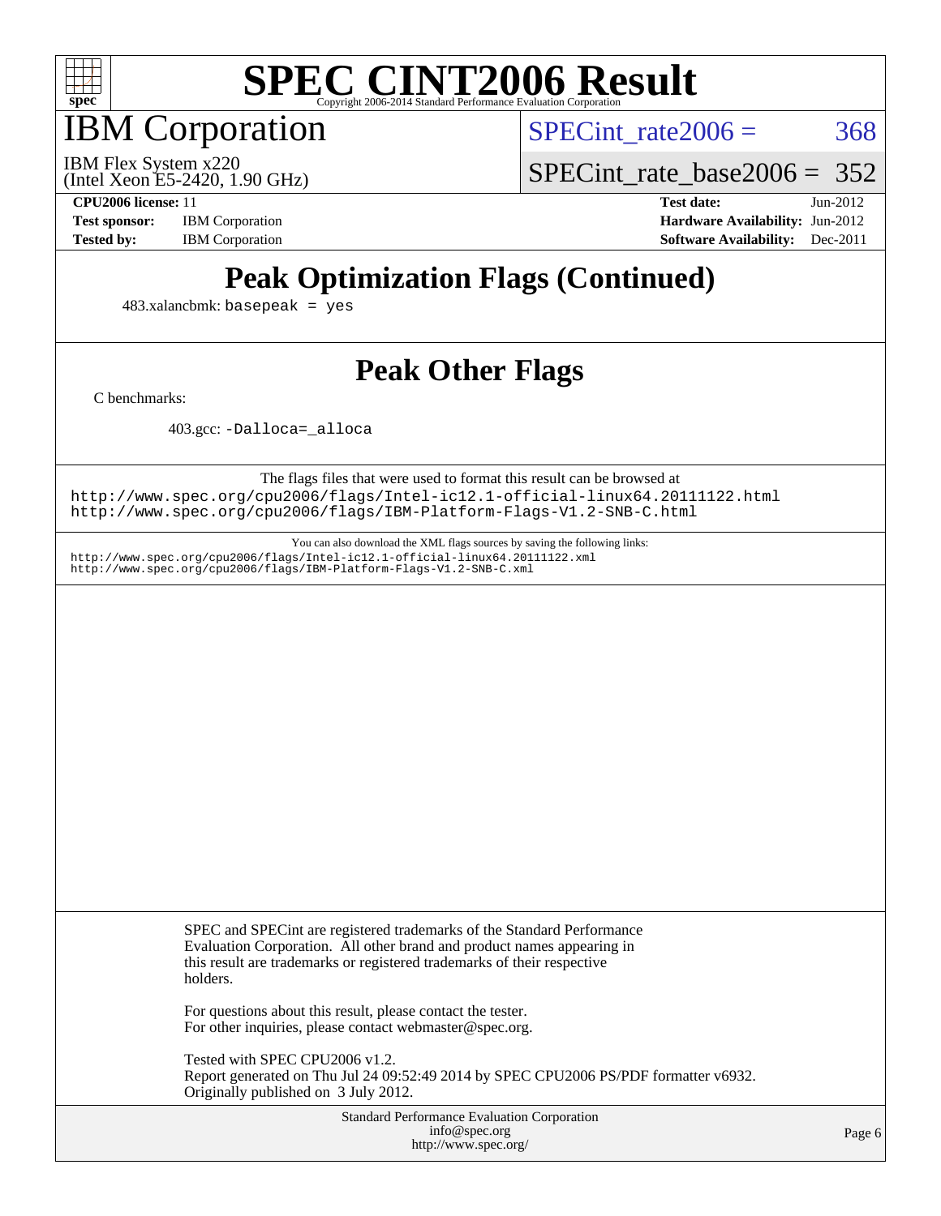## Peak Optimization Flags (Continued)

483.xalancbmk: basepeak = yes

## Peak Other Flags

C benchmarks:

403.gcc: -Dalloca=_alloca

The flags files that were used to format this result can be browsed at
http://www.spec.org/cpu2006/flags/Intel-ic12.1-official-linux64.20111122.html
http://www.spec.org/cpu2006/flags/IBM-Platform-Flags-V1.2-SNB-C.html

You can also download the XML flags sources by saving the following links:
http://www.spec.org/cpu2006/flags/Intel-ic12.1-official-linux64.20111122.xml
http://www.spec.org/cpu2006/flags/IBM-Platform-Flags-V1.2-SNB-C.xml

SPEC and SPECint are registered trademarks of the Standard Performance Evaluation Corporation. All other brand and product names appearing in this result are trademarks or registered trademarks of their respective holders.

For questions about this result, please contact the tester.
For other inquiries, please contact webmaster@spec.org.

Tested with SPEC CPU2006 v1.2.
Report generated on Thu Jul 24 09:52:49 2014 by SPEC CPU2006 PS/PDF formatter v6932.
Originally published on 3 July 2012.